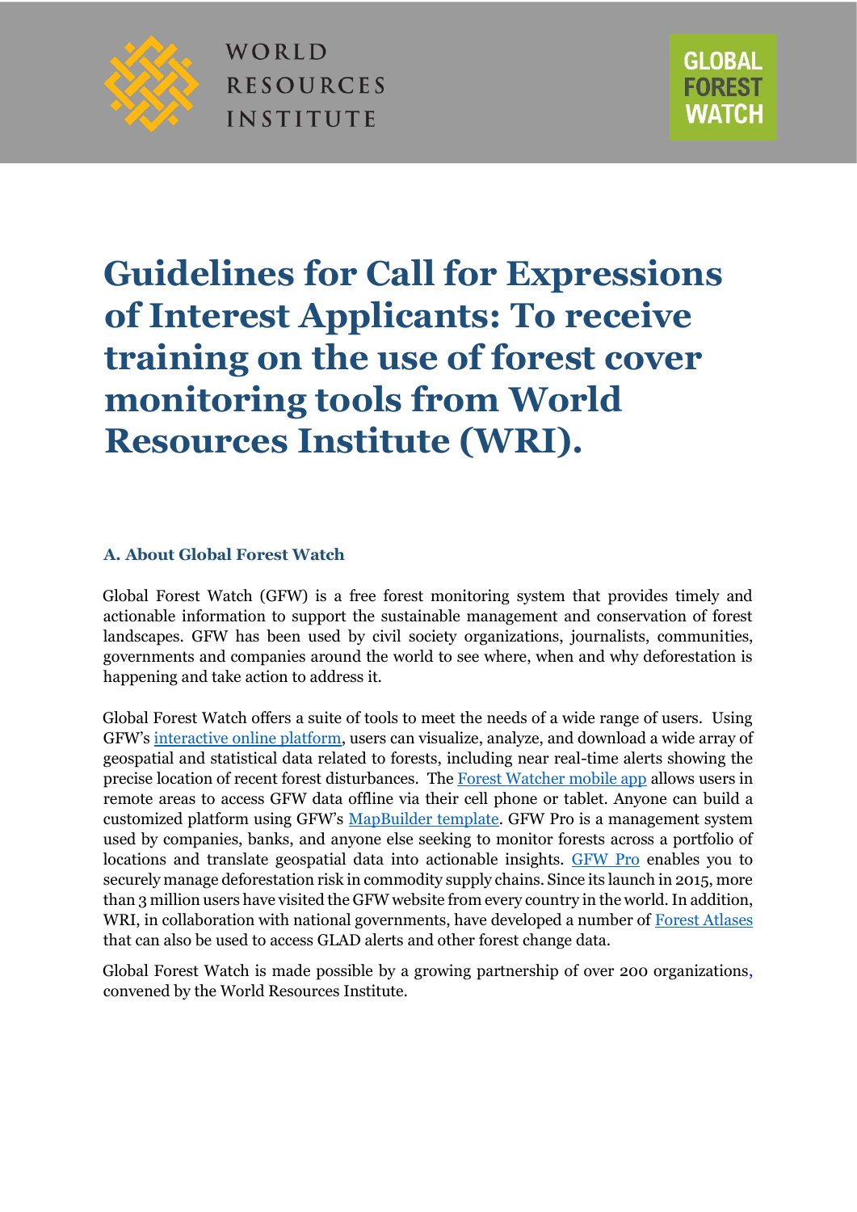# Guidelines for Call for Expressions of Interest Applicants: To receive training on the use of forest cover monitoring tools from World Resources Institute (WRI).

## A. About Global Forest Watch

Global Forest Watch (GFW) is a free forest monitoring system that provides timely and actionable information to support the sustainable management and conservation of forest landscapes. GFW has been used by civil society organizations, journalists, communities, governments and companies around the world to see where, when and why deforestation is happening and take action to address it.

Global Forest Watch offers a suite of tools to meet the needs of a wide range of users. Using GFW's interactive online platform, users can visualize, analyze, and download a wide array of geospatial and statistical data related to forests, including near real-time alerts showing the precise location of recent forest disturbances. The Forest Watcher mobile app allows users in remote areas to access GFW data offline via their cell phone or tablet. Anyone can build a customized platform using GFW's MapBuilder template. GFW Pro is a management system used by companies, banks, and anyone else seeking to monitor forests across a portfolio of locations and translate geospatial data into actionable insights. GFW Pro enables you to securely manage deforestation risk in commodity supply chains. Since its launch in 2015, more than 3 million users have visited the GFW website from every country in the world. In addition, WRI, in collaboration with national governments, have developed a number of Forest Atlases that can also be used to access GLAD alerts and other forest change data.

Global Forest Watch is made possible by a growing partnership of over 200 organizations, convened by the World Resources Institute.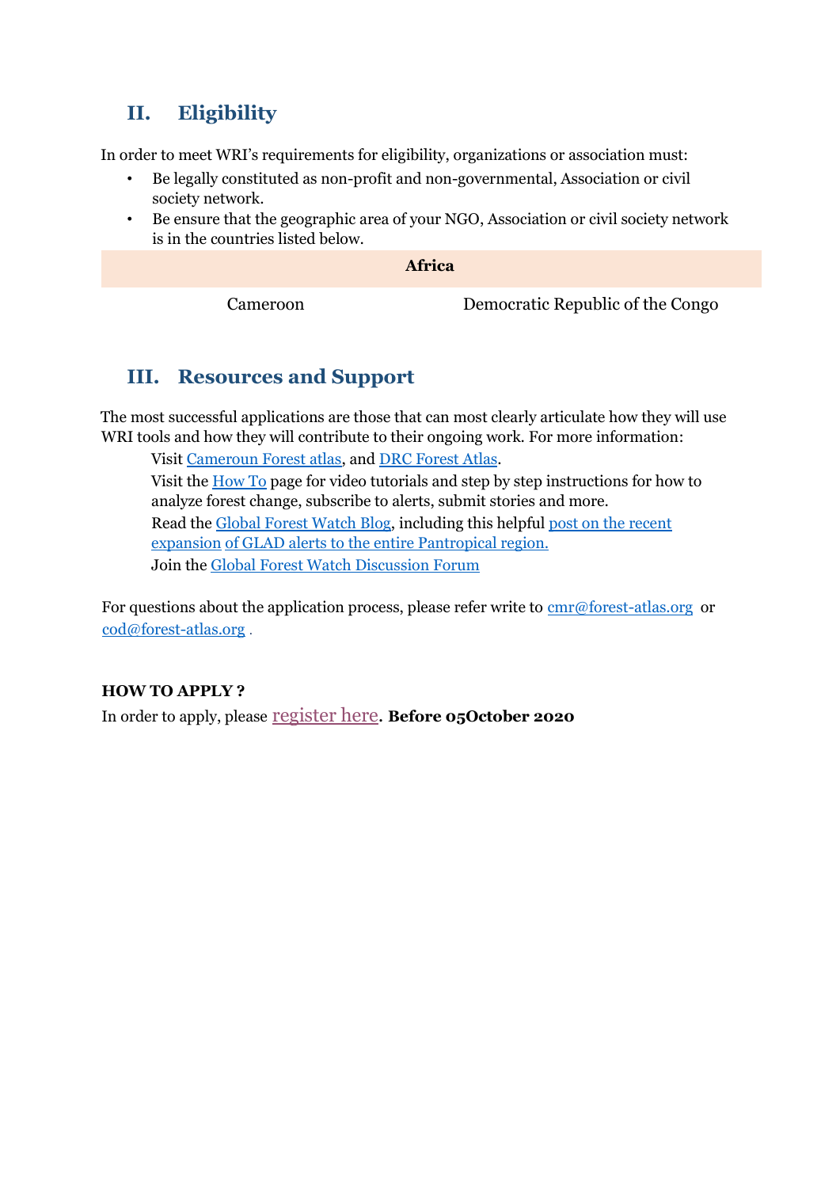## II. Eligibility

In order to meet WRI's requirements for eligibility, organizations or association must:

- Be legally constituted as non-profit and non-governmental, Association or civil society network.
- Be ensure that the geographic area of your NGO, Association or civil society network is in the countries listed below.

| **Africa** | |
|---|---|
| Cameroon | Democratic Republic of the Congo |

## III. Resources and Support

The most successful applications are those that can most clearly articulate how they will use WRI tools and how they will contribute to their ongoing work. For more information:

Visit Cameroun Forest atlas, and DRC Forest Atlas.

Visit the How To page for video tutorials and step by step instructions for how to analyze forest change, subscribe to alerts, submit stories and more.

Read the Global Forest Watch Blog, including this helpful post on the recent expansion of GLAD alerts to the entire Pantropical region.

Join the Global Forest Watch Discussion Forum

For questions about the application process, please refer write to cmr@forest-atlas.org or cod@forest-atlas.org .

**HOW TO APPLY ?**

In order to apply, please register here**. Before 05October 2020**